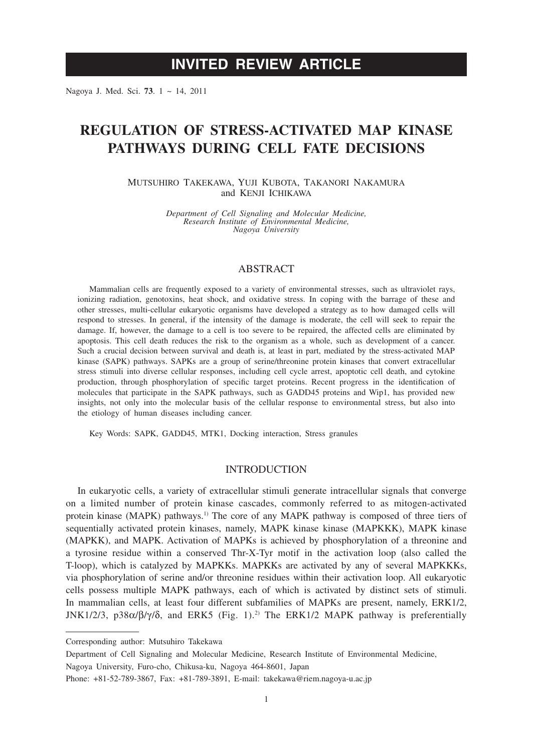INVITED REVIEW ARTICLE

# REGULATION OF STRESS-ACTIVATED MAP KINASE PATHWAYS DURING CELL FATE DECISIONS

MUTSUHIRO TAKEKAWA, YUJI KUBOTA, TAKANORI NAKAMURA and KENJI ICHIKAWA

*Department of Cell Signaling and Molecular Medicine, Research Institute of Environmental Medicine, Nagoya University*

## ABSTRACT

Mammalian cells are frequently exposed to a variety of environmental stresses, such as ultraviolet rays, ionizing radiation, genotoxins, heat shock, and oxidative stress. In coping with the barrage of these and other stresses, multi-cellular eukaryotic organisms have developed a strategy as to how damaged cells will respond to stresses. In general, if the intensity of the damage is moderate, the cell will seek to repair the damage. If, however, the damage to a cell is too severe to be repaired, the affected cells are eliminated by apoptosis. This cell death reduces the risk to the organism as a whole, such as development of a cancer. Such a crucial decision between survival and death is, at least in part, mediated by the stress-activated MAP kinase (SAPK) pathways. SAPKs are a group of serine/threonine protein kinases that convert extracellular stress stimuli into diverse cellular responses, including cell cycle arrest, apoptotic cell death, and cytokine production, through phosphorylation of specific target proteins. Recent progress in the identification of molecules that participate in the SAPK pathways, such as GADD45 proteins and Wip1, has provided new insights, not only into the molecular basis of the cellular response to environmental stress, but also into the etiology of human diseases including cancer.

Key Words: SAPK, GADD45, MTK1, Docking interaction, Stress granules

## INTRODUCTION

In eukaryotic cells, a variety of extracellular stimuli generate intracellular signals that converge on a limited number of protein kinase cascades, commonly referred to as mitogen-activated protein kinase (MAPK) pathways.[1] The core of any MAPK pathway is composed of three tiers of sequentially activated protein kinases, namely, MAPK kinase kinase (MAPKKK), MAPK kinase (MAPKK), and MAPK. Activation of MAPKs is achieved by phosphorylation of a threonine and a tyrosine residue within a conserved Thr-X-Tyr motif in the activation loop (also called the T-loop), which is catalyzed by MAPKKs. MAPKKs are activated by any of several MAPKKKs, via phosphorylation of serine and/or threonine residues within their activation loop. All eukaryotic cells possess multiple MAPK pathways, each of which is activated by distinct sets of stimuli. In mammalian cells, at least four different subfamilies of MAPKs are present, namely, ERK1/2, JNK1/2/3, p38α/β/γ/δ, and ERK5 (Fig. 1).[2] The ERK1/2 MAPK pathway is preferentially

---

Corresponding author: Mutsuhiro Takekawa

Department of Cell Signaling and Molecular Medicine, Research Institute of Environmental Medicine, Nagoya University, Furo-cho, Chikusa-ku, Nagoya 464-8601, Japan

Phone: +81-52-789-3867, Fax: +81-789-3891, E-mail: takekawa@riem.nagoya-u.ac.jp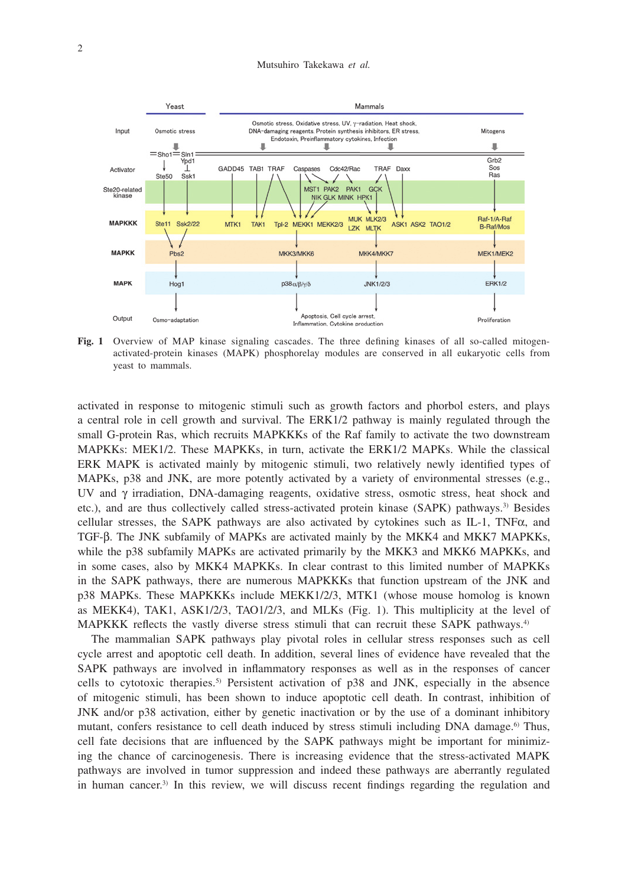Yeast

Mammals

Input

Osmotic stress

Osmotic stress, Oxidative stress, UV, γ-radiation, Heat shock, DNA-damaging reagents, Protein synthesis inhibitors, ER stress, Endotoxin, Preinflammatory cytokines, Infection

Mitogens

Activator

Sho1 Sln1 Ypd1 Ste50 Ssk1

GADD45 TAB1 TRAF Caspases Cdc42/Rac TRAF Daxx

Grb2 Sos Ras

Ste20-related kinase

MST1 PAK2 PAK1 GCK NIK GLK MINK HPK1

MAPKKK

Ste11 Ssk2/22

MTK1 TAK1 Tpl-2 MEKK1 MEKK2/3 MUK MLK2/3 LZK MLTK ASK1 ASK2 TAO1/2

Raf-1/A-Raf B-Raf/Mos

MAPKK

Pbs2

MKK3/MKK6

MKK4/MKK7

MEK1/MEK2

MAPK

Hog1

p38α/β/γ/δ

JNK1/2/3

ERK1/2

Output

Osmo-adaptation

Apoptosis, Cell cycle arrest, Inflammation, Cytokine production

Proliferation

**Fig. 1** Overview of MAP kinase signaling cascades. The three defining kinases of all so-called mitogen-activated-protein kinases (MAPK) phosphorelay modules are conserved in all eukaryotic cells from yeast to mammals.

activated in response to mitogenic stimuli such as growth factors and phorbol esters, and plays a central role in cell growth and survival. The ERK1/2 pathway is mainly regulated through the small G-protein Ras, which recruits MAPKKKs of the Raf family to activate the two downstream MAPKKs: MEK1/2. These MAPKKs, in turn, activate the ERK1/2 MAPKs. While the classical ERK MAPK is activated mainly by mitogenic stimuli, two relatively newly identified types of MAPKs, p38 and JNK, are more potently activated by a variety of environmental stresses (e.g., UV and γ irradiation, DNA-damaging reagents, oxidative stress, osmotic stress, heat shock and etc.), and are thus collectively called stress-activated protein kinase (SAPK) pathways.[3] Besides cellular stresses, the SAPK pathways are also activated by cytokines such as IL-1, TNFα, and TGF-β. The JNK subfamily of MAPKs are activated mainly by the MKK4 and MKK7 MAPKKs, while the p38 subfamily MAPKs are activated primarily by the MKK3 and MKK6 MAPKKs, and in some cases, also by MKK4 MAPKKs. In clear contrast to this limited number of MAPKKs in the SAPK pathways, there are numerous MAPKKKs that function upstream of the JNK and p38 MAPKs. These MAPKKKs include MEKK1/2/3, MTK1 (whose mouse homolog is known as MEKK4), TAK1, ASK1/2/3, TAO1/2/3, and MLKs (Fig. 1). This multiplicity at the level of MAPKKK reflects the vastly diverse stress stimuli that can recruit these SAPK pathways.[4]

The mammalian SAPK pathways play pivotal roles in cellular stress responses such as cell cycle arrest and apoptotic cell death. In addition, several lines of evidence have revealed that the SAPK pathways are involved in inflammatory responses as well as in the responses of cancer cells to cytotoxic therapies.[5] Persistent activation of p38 and JNK, especially in the absence of mitogenic stimuli, has been shown to induce apoptotic cell death. In contrast, inhibition of JNK and/or p38 activation, either by genetic inactivation or by the use of a dominant inhibitory mutant, confers resistance to cell death induced by stress stimuli including DNA damage.[6] Thus, cell fate decisions that are influenced by the SAPK pathways might be important for minimizing the chance of carcinogenesis. There is increasing evidence that the stress-activated MAPK pathways are involved in tumor suppression and indeed these pathways are aberrantly regulated in human cancer.[3] In this review, we will discuss recent findings regarding the regulation and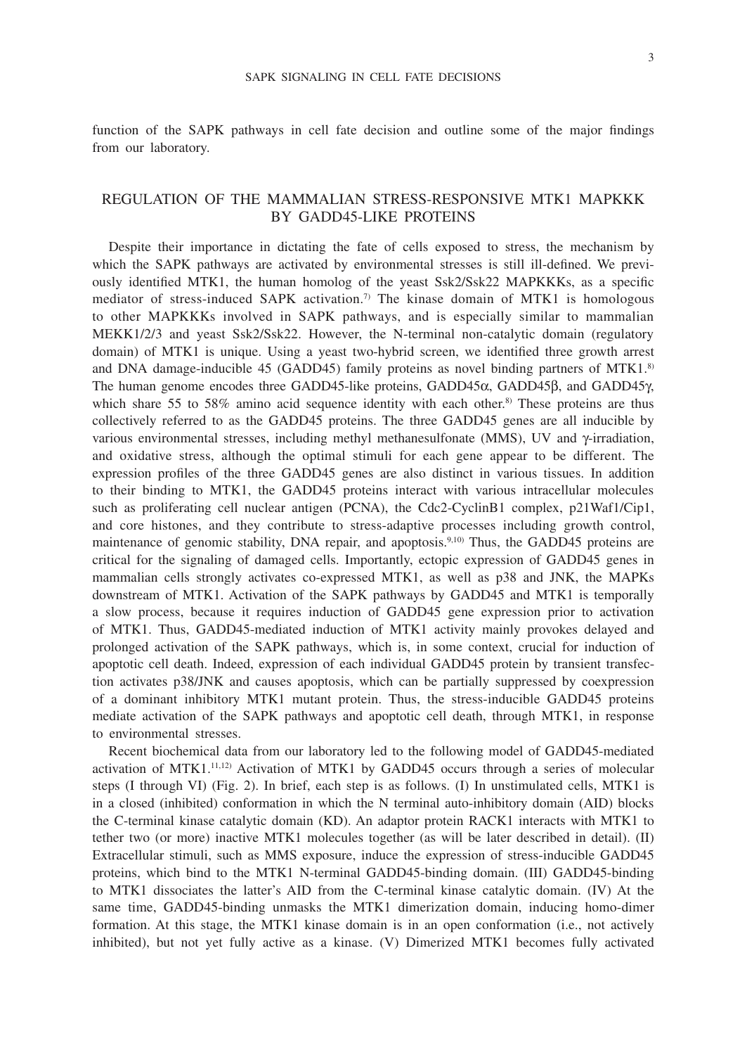function of the SAPK pathways in cell fate decision and outline some of the major findings from our laboratory.

## REGULATION OF THE MAMMALIAN STRESS-RESPONSIVE MTK1 MAPKKK BY GADD45-LIKE PROTEINS

Despite their importance in dictating the fate of cells exposed to stress, the mechanism by which the SAPK pathways are activated by environmental stresses is still ill-defined. We previously identified MTK1, the human homolog of the yeast Ssk2/Ssk22 MAPKKKs, as a specific mediator of stress-induced SAPK activation.[7] The kinase domain of MTK1 is homologous to other MAPKKKs involved in SAPK pathways, and is especially similar to mammalian MEKK1/2/3 and yeast Ssk2/Ssk22. However, the N-terminal non-catalytic domain (regulatory domain) of MTK1 is unique. Using a yeast two-hybrid screen, we identified three growth arrest and DNA damage-inducible 45 (GADD45) family proteins as novel binding partners of MTK1.[8] The human genome encodes three GADD45-like proteins, GADD45α, GADD45β, and GADD45γ, which share 55 to 58% amino acid sequence identity with each other.[8] These proteins are thus collectively referred to as the GADD45 proteins. The three GADD45 genes are all inducible by various environmental stresses, including methyl methanesulfonate (MMS), UV and γ-irradiation, and oxidative stress, although the optimal stimuli for each gene appear to be different. The expression profiles of the three GADD45 genes are also distinct in various tissues. In addition to their binding to MTK1, the GADD45 proteins interact with various intracellular molecules such as proliferating cell nuclear antigen (PCNA), the Cdc2-CyclinB1 complex, p21Waf1/Cip1, and core histones, and they contribute to stress-adaptive processes including growth control, maintenance of genomic stability, DNA repair, and apoptosis.[9,10] Thus, the GADD45 proteins are critical for the signaling of damaged cells. Importantly, ectopic expression of GADD45 genes in mammalian cells strongly activates co-expressed MTK1, as well as p38 and JNK, the MAPKs downstream of MTK1. Activation of the SAPK pathways by GADD45 and MTK1 is temporally a slow process, because it requires induction of GADD45 gene expression prior to activation of MTK1. Thus, GADD45-mediated induction of MTK1 activity mainly provokes delayed and prolonged activation of the SAPK pathways, which is, in some context, crucial for induction of apoptotic cell death. Indeed, expression of each individual GADD45 protein by transient transfection activates p38/JNK and causes apoptosis, which can be partially suppressed by coexpression of a dominant inhibitory MTK1 mutant protein. Thus, the stress-inducible GADD45 proteins mediate activation of the SAPK pathways and apoptotic cell death, through MTK1, in response to environmental stresses.

Recent biochemical data from our laboratory led to the following model of GADD45-mediated activation of MTK1.[11,12] Activation of MTK1 by GADD45 occurs through a series of molecular steps (I through VI) (Fig. 2). In brief, each step is as follows. (I) In unstimulated cells, MTK1 is in a closed (inhibited) conformation in which the N terminal auto-inhibitory domain (AID) blocks the C-terminal kinase catalytic domain (KD). An adaptor protein RACK1 interacts with MTK1 to tether two (or more) inactive MTK1 molecules together (as will be later described in detail). (II) Extracellular stimuli, such as MMS exposure, induce the expression of stress-inducible GADD45 proteins, which bind to the MTK1 N-terminal GADD45-binding domain. (III) GADD45-binding to MTK1 dissociates the latter's AID from the C-terminal kinase catalytic domain. (IV) At the same time, GADD45-binding unmasks the MTK1 dimerization domain, inducing homo-dimer formation. At this stage, the MTK1 kinase domain is in an open conformation (i.e., not actively inhibited), but not yet fully active as a kinase. (V) Dimerized MTK1 becomes fully activated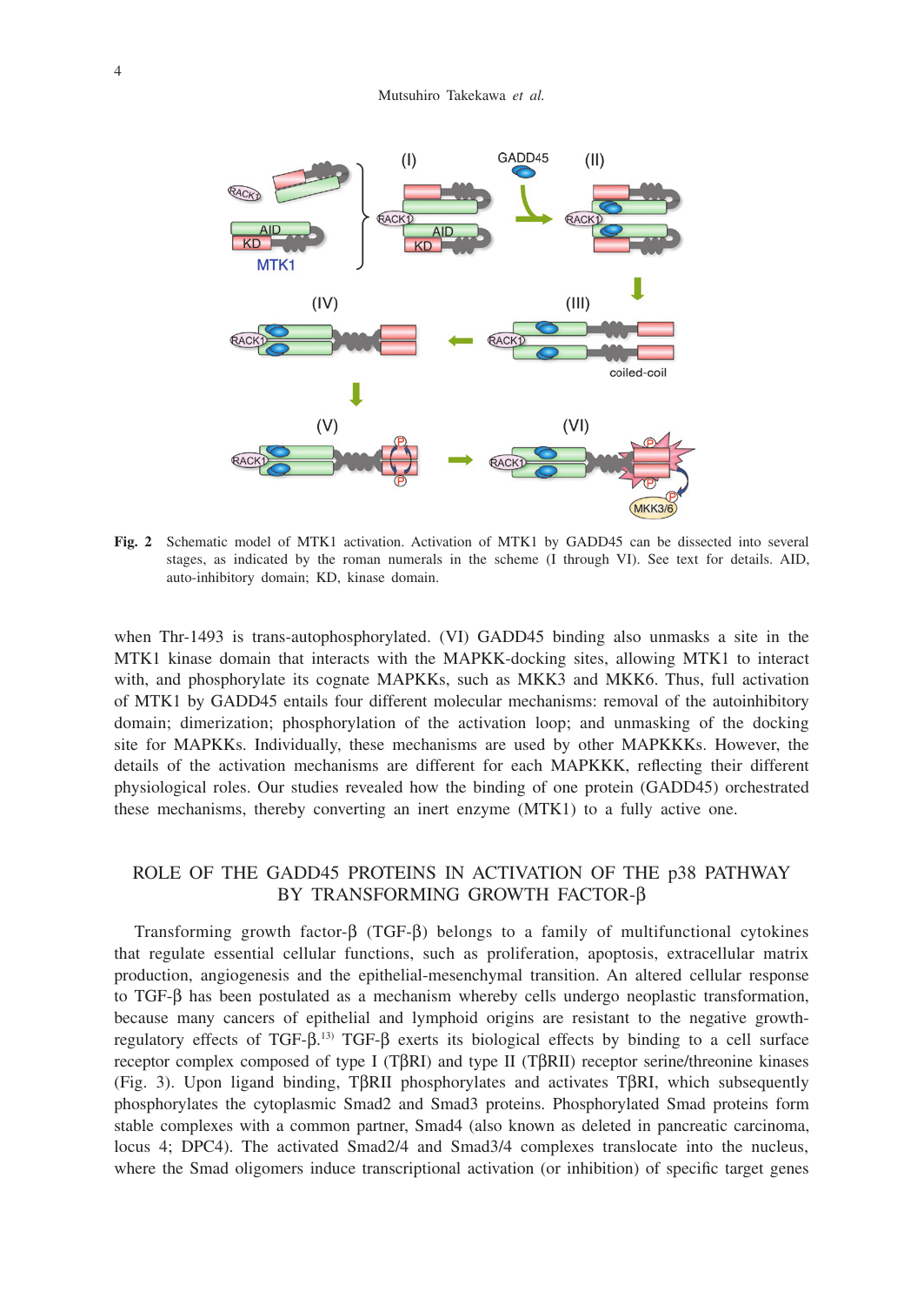RACK1

AID

KD

MTK1

(I)

RACK1

AID

KD

GADD45

(II)

RACK1

(IV)

RACK1

(III)

RACK1

coiled-coil

(V)

RACK1

P

P

(VI)

RACK1

P

P

P

MKK3/6

**Fig. 2** Schematic model of MTK1 activation. Activation of MTK1 by GADD45 can be dissected into several stages, as indicated by the roman numerals in the scheme (I through VI). See text for details. AID, auto-inhibitory domain; KD, kinase domain.

when Thr-1493 is trans-autophosphorylated. (VI) GADD45 binding also unmasks a site in the MTK1 kinase domain that interacts with the MAPKK-docking sites, allowing MTK1 to interact with, and phosphorylate its cognate MAPKKs, such as MKK3 and MKK6. Thus, full activation of MTK1 by GADD45 entails four different molecular mechanisms: removal of the autoinhibitory domain; dimerization; phosphorylation of the activation loop; and unmasking of the docking site for MAPKKs. Individually, these mechanisms are used by other MAPKKKs. However, the details of the activation mechanisms are different for each MAPKKK, reflecting their different physiological roles. Our studies revealed how the binding of one protein (GADD45) orchestrated these mechanisms, thereby converting an inert enzyme (MTK1) to a fully active one.

## ROLE OF THE GADD45 PROTEINS IN ACTIVATION OF THE p38 PATHWAY BY TRANSFORMING GROWTH FACTOR-β

Transforming growth factor-β (TGF-β) belongs to a family of multifunctional cytokines that regulate essential cellular functions, such as proliferation, apoptosis, extracellular matrix production, angiogenesis and the epithelial-mesenchymal transition. An altered cellular response to TGF-β has been postulated as a mechanism whereby cells undergo neoplastic transformation, because many cancers of epithelial and lymphoid origins are resistant to the negative growth-regulatory effects of TGF-β.[13] TGF-β exerts its biological effects by binding to a cell surface receptor complex composed of type I (TβRI) and type II (TβRII) receptor serine/threonine kinases (Fig. 3). Upon ligand binding, TβRII phosphorylates and activates TβRI, which subsequently phosphorylates the cytoplasmic Smad2 and Smad3 proteins. Phosphorylated Smad proteins form stable complexes with a common partner, Smad4 (also known as deleted in pancreatic carcinoma, locus 4; DPC4). The activated Smad2/4 and Smad3/4 complexes translocate into the nucleus, where the Smad oligomers induce transcriptional activation (or inhibition) of specific target genes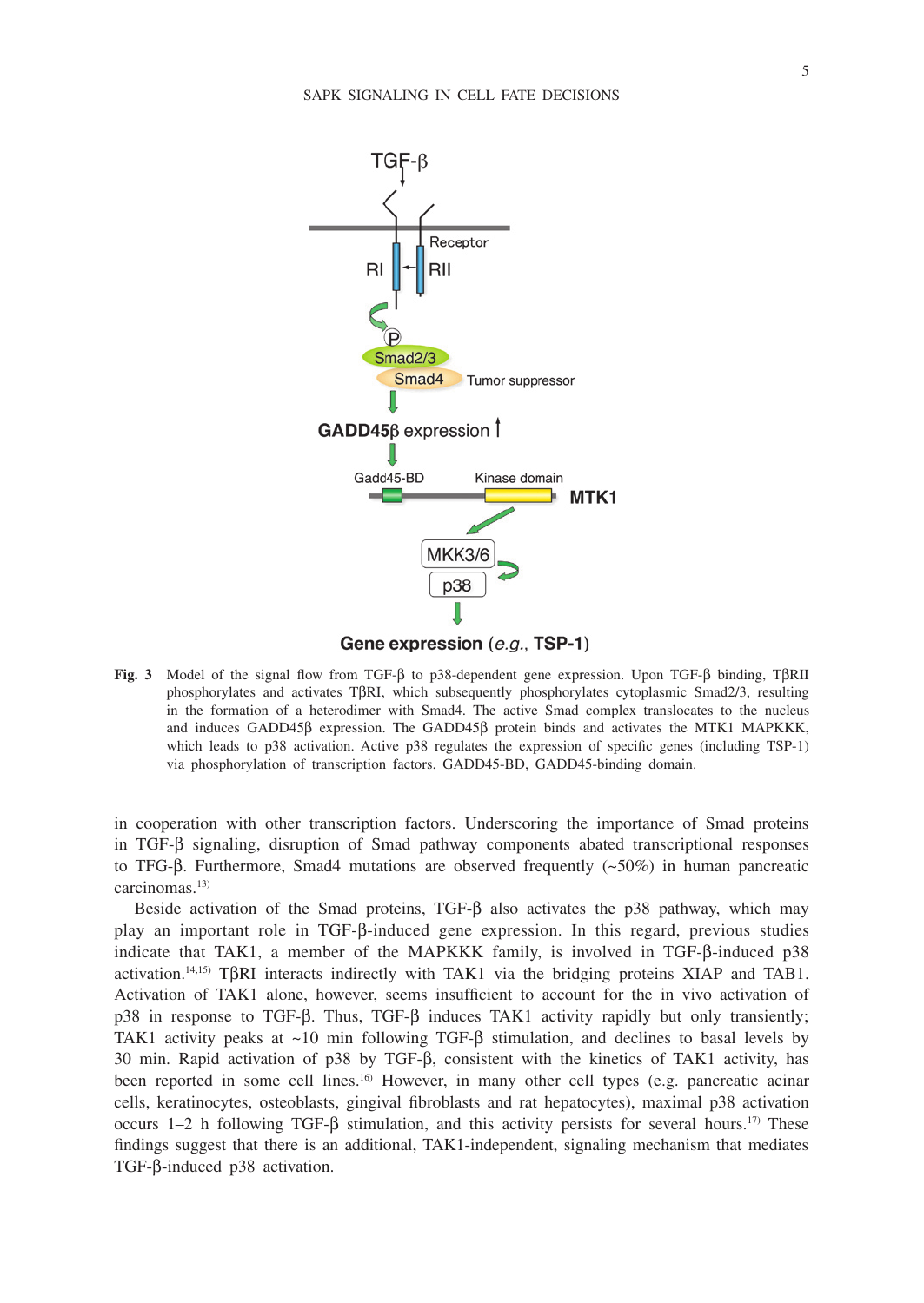TGF-β

Receptor

RI

RII

P

Smad2/3

Smad4

Tumor suppressor

**GADD45β** expression ↑

Gadd45-BD

Kinase domain

**MTK1**

MKK3/6

p38

**Gene expression** (*e.g.*, **TSP-1**)

**Fig. 3** Model of the signal flow from TGF-β to p38-dependent gene expression. Upon TGF-β binding, TβRII phosphorylates and activates TβRI, which subsequently phosphorylates cytoplasmic Smad2/3, resulting in the formation of a heterodimer with Smad4. The active Smad complex translocates to the nucleus and induces GADD45β expression. The GADD45β protein binds and activates the MTK1 MAPKKK, which leads to p38 activation. Active p38 regulates the expression of specific genes (including TSP-1) via phosphorylation of transcription factors. GADD45-BD, GADD45-binding domain.

in cooperation with other transcription factors. Underscoring the importance of Smad proteins in TGF-β signaling, disruption of Smad pathway components abated transcriptional responses to TFG-β. Furthermore, Smad4 mutations are observed frequently (~50%) in human pancreatic carcinomas.[13]

Beside activation of the Smad proteins, TGF-β also activates the p38 pathway, which may play an important role in TGF-β-induced gene expression. In this regard, previous studies indicate that TAK1, a member of the MAPKKK family, is involved in TGF-β-induced p38 activation.[14,15] TβRI interacts indirectly with TAK1 via the bridging proteins XIAP and TAB1. Activation of TAK1 alone, however, seems insufficient to account for the in vivo activation of p38 in response to TGF-β. Thus, TGF-β induces TAK1 activity rapidly but only transiently; TAK1 activity peaks at ~10 min following TGF-β stimulation, and declines to basal levels by 30 min. Rapid activation of p38 by TGF-β, consistent with the kinetics of TAK1 activity, has been reported in some cell lines.[16] However, in many other cell types (e.g. pancreatic acinar cells, keratinocytes, osteoblasts, gingival fibroblasts and rat hepatocytes), maximal p38 activation occurs 1–2 h following TGF-β stimulation, and this activity persists for several hours.[17] These findings suggest that there is an additional, TAK1-independent, signaling mechanism that mediates TGF-β-induced p38 activation.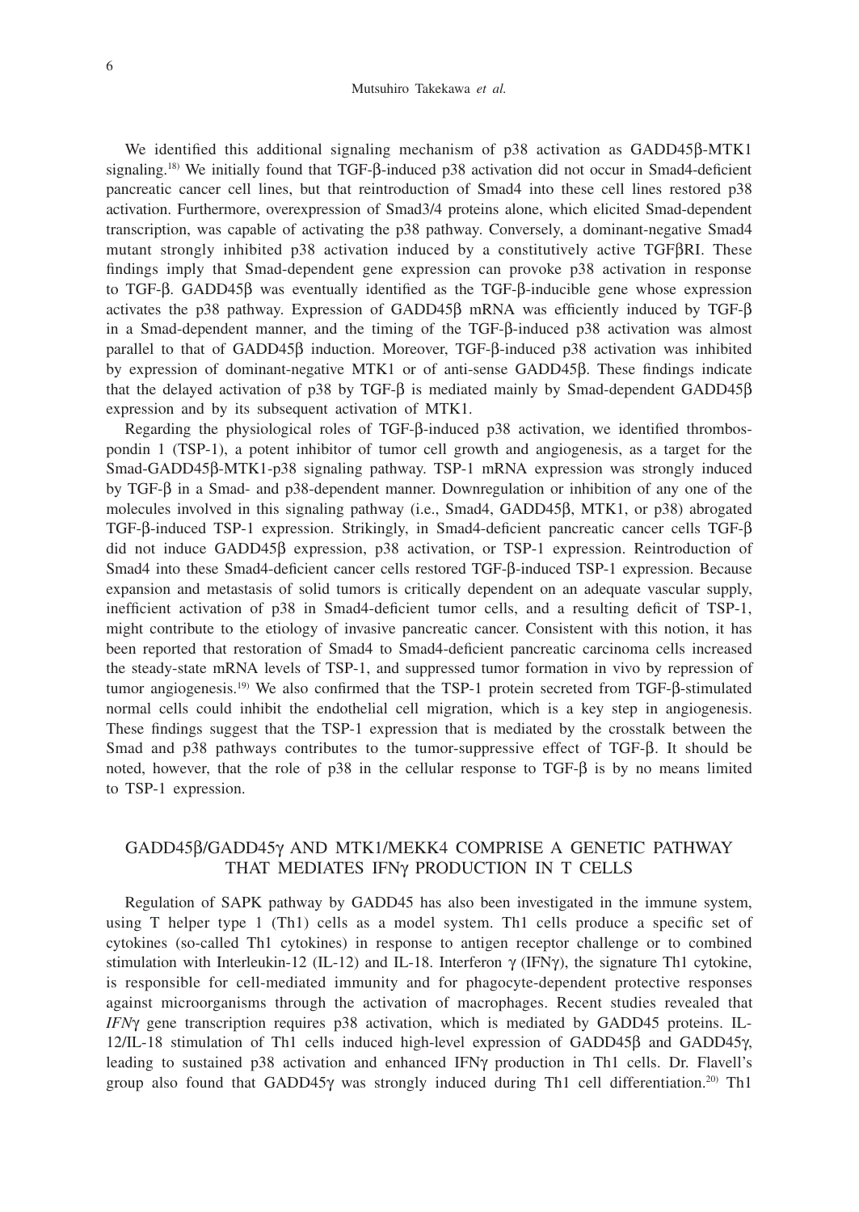We identified this additional signaling mechanism of p38 activation as GADD45β-MTK1 signaling.[18] We initially found that TGF-β-induced p38 activation did not occur in Smad4-deficient pancreatic cancer cell lines, but that reintroduction of Smad4 into these cell lines restored p38 activation. Furthermore, overexpression of Smad3/4 proteins alone, which elicited Smad-dependent transcription, was capable of activating the p38 pathway. Conversely, a dominant-negative Smad4 mutant strongly inhibited p38 activation induced by a constitutively active TGFβRI. These findings imply that Smad-dependent gene expression can provoke p38 activation in response to TGF-β. GADD45β was eventually identified as the TGF-β-inducible gene whose expression activates the p38 pathway. Expression of GADD45β mRNA was efficiently induced by TGF-β in a Smad-dependent manner, and the timing of the TGF-β-induced p38 activation was almost parallel to that of GADD45β induction. Moreover, TGF-β-induced p38 activation was inhibited by expression of dominant-negative MTK1 or of anti-sense GADD45β. These findings indicate that the delayed activation of p38 by TGF-β is mediated mainly by Smad-dependent GADD45β expression and by its subsequent activation of MTK1.

Regarding the physiological roles of TGF-β-induced p38 activation, we identified thrombospondin 1 (TSP-1), a potent inhibitor of tumor cell growth and angiogenesis, as a target for the Smad-GADD45β-MTK1-p38 signaling pathway. TSP-1 mRNA expression was strongly induced by TGF-β in a Smad- and p38-dependent manner. Downregulation or inhibition of any one of the molecules involved in this signaling pathway (i.e., Smad4, GADD45β, MTK1, or p38) abrogated TGF-β-induced TSP-1 expression. Strikingly, in Smad4-deficient pancreatic cancer cells TGF-β did not induce GADD45β expression, p38 activation, or TSP-1 expression. Reintroduction of Smad4 into these Smad4-deficient cancer cells restored TGF-β-induced TSP-1 expression. Because expansion and metastasis of solid tumors is critically dependent on an adequate vascular supply, inefficient activation of p38 in Smad4-deficient tumor cells, and a resulting deficit of TSP-1, might contribute to the etiology of invasive pancreatic cancer. Consistent with this notion, it has been reported that restoration of Smad4 to Smad4-deficient pancreatic carcinoma cells increased the steady-state mRNA levels of TSP-1, and suppressed tumor formation in vivo by repression of tumor angiogenesis.[19] We also confirmed that the TSP-1 protein secreted from TGF-β-stimulated normal cells could inhibit the endothelial cell migration, which is a key step in angiogenesis. These findings suggest that the TSP-1 expression that is mediated by the crosstalk between the Smad and p38 pathways contributes to the tumor-suppressive effect of TGF-β. It should be noted, however, that the role of p38 in the cellular response to TGF-β is by no means limited to TSP-1 expression.

## GADD45β/GADD45γ AND MTK1/MEKK4 COMPRISE A GENETIC PATHWAY THAT MEDIATES IFNγ PRODUCTION IN T CELLS

Regulation of SAPK pathway by GADD45 has also been investigated in the immune system, using T helper type 1 (Th1) cells as a model system. Th1 cells produce a specific set of cytokines (so-called Th1 cytokines) in response to antigen receptor challenge or to combined stimulation with Interleukin-12 (IL-12) and IL-18. Interferon γ (IFNγ), the signature Th1 cytokine, is responsible for cell-mediated immunity and for phagocyte-dependent protective responses against microorganisms through the activation of macrophages. Recent studies revealed that *IFNγ* gene transcription requires p38 activation, which is mediated by GADD45 proteins. IL-12/IL-18 stimulation of Th1 cells induced high-level expression of GADD45β and GADD45γ, leading to sustained p38 activation and enhanced IFNγ production in Th1 cells. Dr. Flavell's group also found that GADD45γ was strongly induced during Th1 cell differentiation.[20] Th1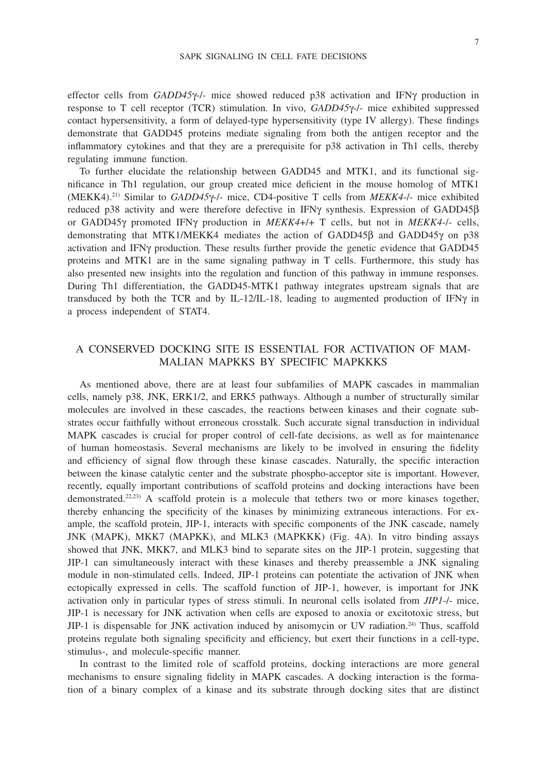effector cells from *GADD45γ*-/- mice showed reduced p38 activation and IFNγ production in response to T cell receptor (TCR) stimulation. In vivo, *GADD45γ*-/- mice exhibited suppressed contact hypersensitivity, a form of delayed-type hypersensitivity (type IV allergy). These findings demonstrate that GADD45 proteins mediate signaling from both the antigen receptor and the inflammatory cytokines and that they are a prerequisite for p38 activation in Th1 cells, thereby regulating immune function.

To further elucidate the relationship between GADD45 and MTK1, and its functional significance in Th1 regulation, our group created mice deficient in the mouse homolog of MTK1 (MEKK4).[21] Similar to *GADD45γ*-/- mice, CD4-positive T cells from *MEKK4*-/- mice exhibited reduced p38 activity and were therefore defective in IFNγ synthesis. Expression of GADD45β or GADD45γ promoted IFNγ production in *MEKK4*+/+ T cells, but not in *MEKK4*-/- cells, demonstrating that MTK1/MEKK4 mediates the action of GADD45β and GADD45γ on p38 activation and IFNγ production. These results further provide the genetic evidence that GADD45 proteins and MTK1 are in the same signaling pathway in T cells. Furthermore, this study has also presented new insights into the regulation and function of this pathway in immune responses. During Th1 differentiation, the GADD45-MTK1 pathway integrates upstream signals that are transduced by both the TCR and by IL-12/IL-18, leading to augmented production of IFNγ in a process independent of STAT4.

## A CONSERVED DOCKING SITE IS ESSENTIAL FOR ACTIVATION OF MAMMALIAN MAPKKS BY SPECIFIC MAPKKKS

As mentioned above, there are at least four subfamilies of MAPK cascades in mammalian cells, namely p38, JNK, ERK1/2, and ERK5 pathways. Although a number of structurally similar molecules are involved in these cascades, the reactions between kinases and their cognate substrates occur faithfully without erroneous crosstalk. Such accurate signal transduction in individual MAPK cascades is crucial for proper control of cell-fate decisions, as well as for maintenance of human homeostasis. Several mechanisms are likely to be involved in ensuring the fidelity and efficiency of signal flow through these kinase cascades. Naturally, the specific interaction between the kinase catalytic center and the substrate phospho-acceptor site is important. However, recently, equally important contributions of scaffold proteins and docking interactions have been demonstrated.[22,23] A scaffold protein is a molecule that tethers two or more kinases together, thereby enhancing the specificity of the kinases by minimizing extraneous interactions. For example, the scaffold protein, JIP-1, interacts with specific components of the JNK cascade, namely JNK (MAPK), MKK7 (MAPKK), and MLK3 (MAPKKK) (Fig. 4A). In vitro binding assays showed that JNK, MKK7, and MLK3 bind to separate sites on the JIP-1 protein, suggesting that JIP-1 can simultaneously interact with these kinases and thereby preassemble a JNK signaling module in non-stimulated cells. Indeed, JIP-1 proteins can potentiate the activation of JNK when ectopically expressed in cells. The scaffold function of JIP-1, however, is important for JNK activation only in particular types of stress stimuli. In neuronal cells isolated from *JIP1*-/- mice, JIP-1 is necessary for JNK activation when cells are exposed to anoxia or excitotoxic stress, but JIP-1 is dispensable for JNK activation induced by anisomycin or UV radiation.[24] Thus, scaffold proteins regulate both signaling specificity and efficiency, but exert their functions in a cell-type, stimulus-, and molecule-specific manner.

In contrast to the limited role of scaffold proteins, docking interactions are more general mechanisms to ensure signaling fidelity in MAPK cascades. A docking interaction is the formation of a binary complex of a kinase and its substrate through docking sites that are distinct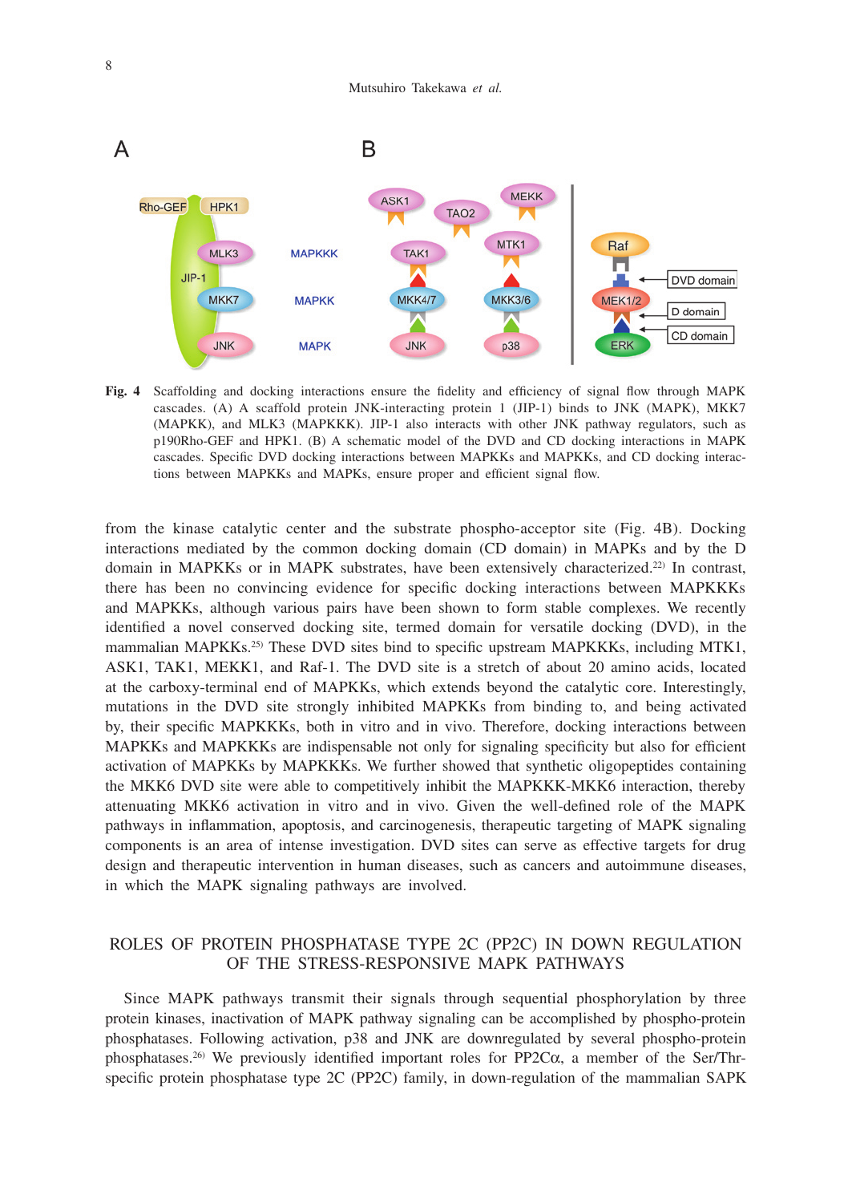A

Rho-GEF
HPK1
MLK3
JIP-1
MKK7
JNK

MAPKKK
MAPKK
MAPK

B

ASK1
TAO2
MEKK
TAK1
MTK1
MKK4/7
MKK3/6
JNK
p38

Raf
MEK1/2
ERK
DVD domain
D domain
CD domain

**Fig. 4** Scaffolding and docking interactions ensure the fidelity and efficiency of signal flow through MAPK cascades. (A) A scaffold protein JNK-interacting protein 1 (JIP-1) binds to JNK (MAPK), MKK7 (MAPKK), and MLK3 (MAPKKK). JIP-1 also interacts with other JNK pathway regulators, such as p190Rho-GEF and HPK1. (B) A schematic model of the DVD and CD docking interactions in MAPK cascades. Specific DVD docking interactions between MAPKKs and MAPKKs, and CD docking interactions between MAPKKs and MAPKs, ensure proper and efficient signal flow.

from the kinase catalytic center and the substrate phospho-acceptor site (Fig. 4B). Docking interactions mediated by the common docking domain (CD domain) in MAPKs and by the D domain in MAPKKs or in MAPK substrates, have been extensively characterized.[22] In contrast, there has been no convincing evidence for specific docking interactions between MAPKKKs and MAPKKs, although various pairs have been shown to form stable complexes. We recently identified a novel conserved docking site, termed domain for versatile docking (DVD), in the mammalian MAPKKs.[25] These DVD sites bind to specific upstream MAPKKKs, including MTK1, ASK1, TAK1, MEKK1, and Raf-1. The DVD site is a stretch of about 20 amino acids, located at the carboxy-terminal end of MAPKKs, which extends beyond the catalytic core. Interestingly, mutations in the DVD site strongly inhibited MAPKKs from binding to, and being activated by, their specific MAPKKKs, both in vitro and in vivo. Therefore, docking interactions between MAPKKs and MAPKKKs are indispensable not only for signaling specificity but also for efficient activation of MAPKKs by MAPKKKs. We further showed that synthetic oligopeptides containing the MKK6 DVD site were able to competitively inhibit the MAPKKK-MKK6 interaction, thereby attenuating MKK6 activation in vitro and in vivo. Given the well-defined role of the MAPK pathways in inflammation, apoptosis, and carcinogenesis, therapeutic targeting of MAPK signaling components is an area of intense investigation. DVD sites can serve as effective targets for drug design and therapeutic intervention in human diseases, such as cancers and autoimmune diseases, in which the MAPK signaling pathways are involved.

## ROLES OF PROTEIN PHOSPHATASE TYPE 2C (PP2C) IN DOWN REGULATION OF THE STRESS-RESPONSIVE MAPK PATHWAYS

Since MAPK pathways transmit their signals through sequential phosphorylation by three protein kinases, inactivation of MAPK pathway signaling can be accomplished by phospho-protein phosphatases. Following activation, p38 and JNK are downregulated by several phospho-protein phosphatases.[26] We previously identified important roles for PP2Cα, a member of the Ser/Thr-specific protein phosphatase type 2C (PP2C) family, in down-regulation of the mammalian SAPK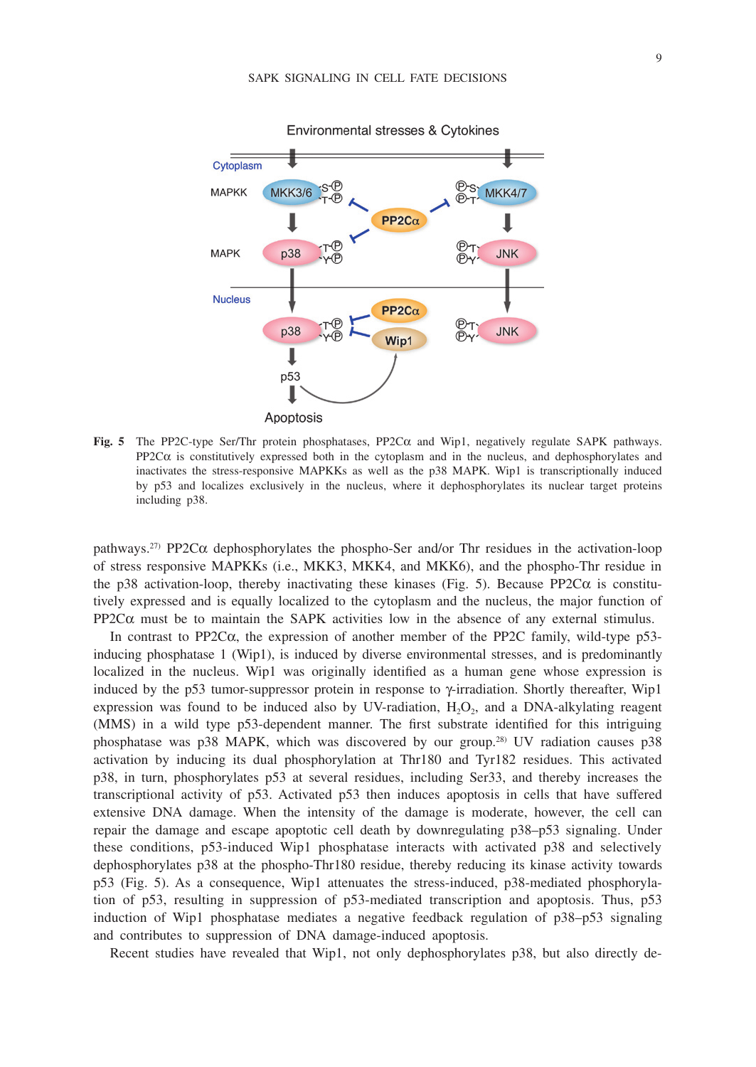Environmental stresses & Cytokines

Cytoplasm

MAPKK

MKK3/6

PP2Cα

MKK4/7

MAPK

p38

JNK

Nucleus

PP2Cα

p38

Wip1

JNK

p53

Apoptosis

**Fig. 5** The PP2C-type Ser/Thr protein phosphatases, PP2Cα and Wip1, negatively regulate SAPK pathways. PP2Cα is constitutively expressed both in the cytoplasm and in the nucleus, and dephosphorylates and inactivates the stress-responsive MAPKKs as well as the p38 MAPK. Wip1 is transcriptionally induced by p53 and localizes exclusively in the nucleus, where it dephosphorylates its nuclear target proteins including p38.

pathways.[27] PP2Cα dephosphorylates the phospho-Ser and/or Thr residues in the activation-loop of stress responsive MAPKKs (i.e., MKK3, MKK4, and MKK6), and the phospho-Thr residue in the p38 activation-loop, thereby inactivating these kinases (Fig. 5). Because PP2Cα is constitutively expressed and is equally localized to the cytoplasm and the nucleus, the major function of PP2Cα must be to maintain the SAPK activities low in the absence of any external stimulus.

In contrast to PP2Cα, the expression of another member of the PP2C family, wild-type p53-inducing phosphatase 1 (Wip1), is induced by diverse environmental stresses, and is predominantly localized in the nucleus. Wip1 was originally identified as a human gene whose expression is induced by the p53 tumor-suppressor protein in response to γ-irradiation. Shortly thereafter, Wip1 expression was found to be induced also by UV-radiation, $H_2O_2$, and a DNA-alkylating reagent (MMS) in a wild type p53-dependent manner. The first substrate identified for this intriguing phosphatase was p38 MAPK, which was discovered by our group.[28] UV radiation causes p38 activation by inducing its dual phosphorylation at Thr180 and Tyr182 residues. This activated p38, in turn, phosphorylates p53 at several residues, including Ser33, and thereby increases the transcriptional activity of p53. Activated p53 then induces apoptosis in cells that have suffered extensive DNA damage. When the intensity of the damage is moderate, however, the cell can repair the damage and escape apoptotic cell death by downregulating p38–p53 signaling. Under these conditions, p53-induced Wip1 phosphatase interacts with activated p38 and selectively dephosphorylates p38 at the phospho-Thr180 residue, thereby reducing its kinase activity towards p53 (Fig. 5). As a consequence, Wip1 attenuates the stress-induced, p38-mediated phosphorylation of p53, resulting in suppression of p53-mediated transcription and apoptosis. Thus, p53 induction of Wip1 phosphatase mediates a negative feedback regulation of p38–p53 signaling and contributes to suppression of DNA damage-induced apoptosis.

Recent studies have revealed that Wip1, not only dephosphorylates p38, but also directly de-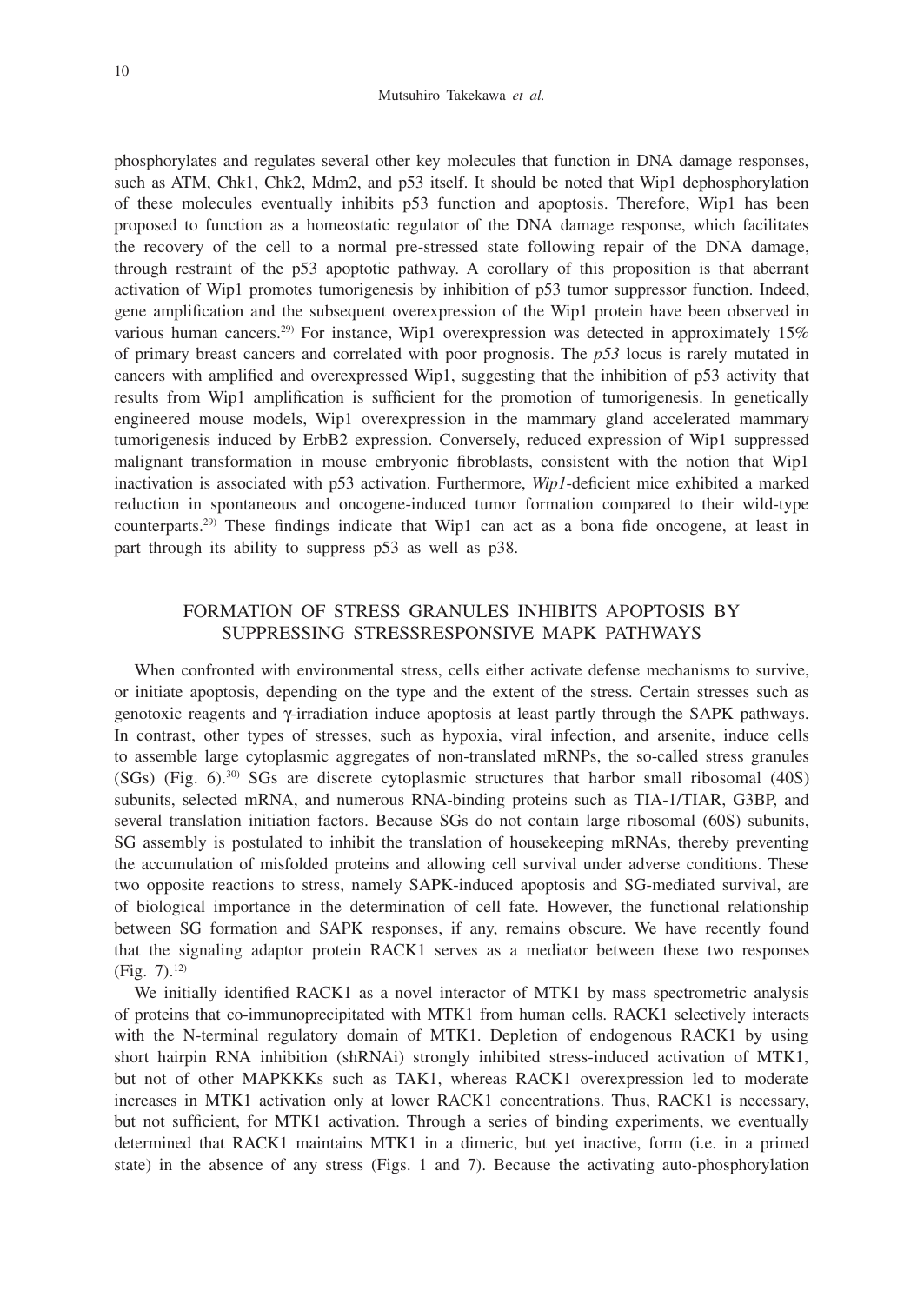phosphorylates and regulates several other key molecules that function in DNA damage responses, such as ATM, Chk1, Chk2, Mdm2, and p53 itself. It should be noted that Wip1 dephosphorylation of these molecules eventually inhibits p53 function and apoptosis. Therefore, Wip1 has been proposed to function as a homeostatic regulator of the DNA damage response, which facilitates the recovery of the cell to a normal pre-stressed state following repair of the DNA damage, through restraint of the p53 apoptotic pathway. A corollary of this proposition is that aberrant activation of Wip1 promotes tumorigenesis by inhibition of p53 tumor suppressor function. Indeed, gene amplification and the subsequent overexpression of the Wip1 protein have been observed in various human cancers.[29] For instance, Wip1 overexpression was detected in approximately 15% of primary breast cancers and correlated with poor prognosis. The *p53* locus is rarely mutated in cancers with amplified and overexpressed Wip1, suggesting that the inhibition of p53 activity that results from Wip1 amplification is sufficient for the promotion of tumorigenesis. In genetically engineered mouse models, Wip1 overexpression in the mammary gland accelerated mammary tumorigenesis induced by ErbB2 expression. Conversely, reduced expression of Wip1 suppressed malignant transformation in mouse embryonic fibroblasts, consistent with the notion that Wip1 inactivation is associated with p53 activation. Furthermore, *Wip1*-deficient mice exhibited a marked reduction in spontaneous and oncogene-induced tumor formation compared to their wild-type counterparts.[29] These findings indicate that Wip1 can act as a bona fide oncogene, at least in part through its ability to suppress p53 as well as p38.

## FORMATION OF STRESS GRANULES INHIBITS APOPTOSIS BY SUPPRESSING STRESSRESPONSIVE MAPK PATHWAYS

When confronted with environmental stress, cells either activate defense mechanisms to survive, or initiate apoptosis, depending on the type and the extent of the stress. Certain stresses such as genotoxic reagents and γ-irradiation induce apoptosis at least partly through the SAPK pathways. In contrast, other types of stresses, such as hypoxia, viral infection, and arsenite, induce cells to assemble large cytoplasmic aggregates of non-translated mRNPs, the so-called stress granules (SGs) (Fig. 6).[30] SGs are discrete cytoplasmic structures that harbor small ribosomal (40S) subunits, selected mRNA, and numerous RNA-binding proteins such as TIA-1/TIAR, G3BP, and several translation initiation factors. Because SGs do not contain large ribosomal (60S) subunits, SG assembly is postulated to inhibit the translation of housekeeping mRNAs, thereby preventing the accumulation of misfolded proteins and allowing cell survival under adverse conditions. These two opposite reactions to stress, namely SAPK-induced apoptosis and SG-mediated survival, are of biological importance in the determination of cell fate. However, the functional relationship between SG formation and SAPK responses, if any, remains obscure. We have recently found that the signaling adaptor protein RACK1 serves as a mediator between these two responses (Fig. 7).[12]

We initially identified RACK1 as a novel interactor of MTK1 by mass spectrometric analysis of proteins that co-immunoprecipitated with MTK1 from human cells. RACK1 selectively interacts with the N-terminal regulatory domain of MTK1. Depletion of endogenous RACK1 by using short hairpin RNA inhibition (shRNAi) strongly inhibited stress-induced activation of MTK1, but not of other MAPKKKs such as TAK1, whereas RACK1 overexpression led to moderate increases in MTK1 activation only at lower RACK1 concentrations. Thus, RACK1 is necessary, but not sufficient, for MTK1 activation. Through a series of binding experiments, we eventually determined that RACK1 maintains MTK1 in a dimeric, but yet inactive, form (i.e. in a primed state) in the absence of any stress (Figs. 1 and 7). Because the activating auto-phosphorylation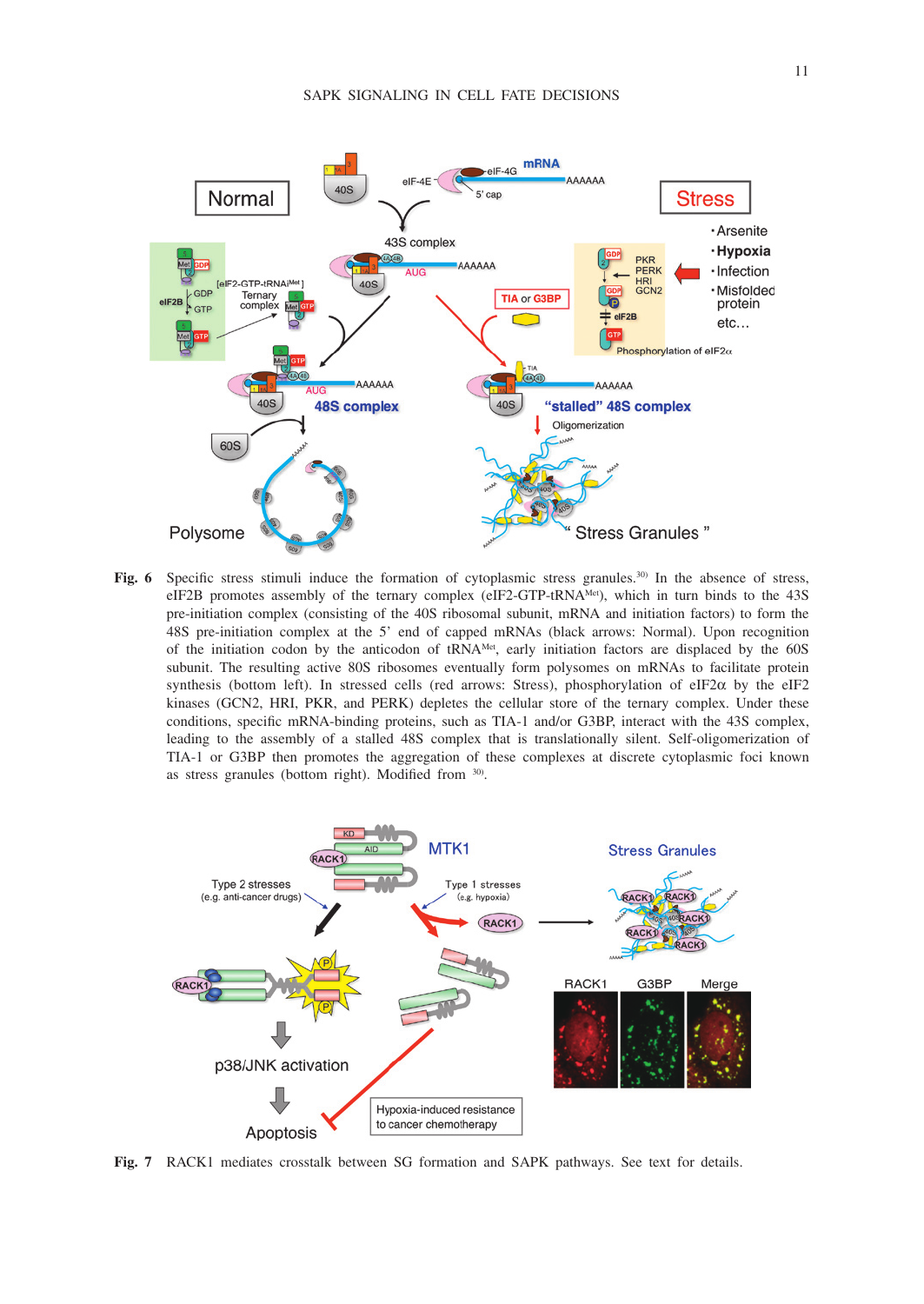Normal

Stress

· Arsenite
· Hypoxia
· Infection
· Misfolded protein
etc…

40S

eIF-4E

eIF-4G

mRNA

5′ cap

AAAAAA

43S complex

AUG

eIF2B

GDP

GTP

[eIF2-GTP-tRNAiMet]
Ternary complex

PKR
PERK
HRI
GCN2

eIF2B

Phosphorylation of eIF2α

TIA or G3BP

48S complex

"stalled" 48S complex

Oligomerization

60S

Polysome

" Stress Granules "

**Fig. 6** Specific stress stimuli induce the formation of cytoplasmic stress granules.[30] In the absence of stress, eIF2B promotes assembly of the ternary complex (eIF2-GTP-tRNA$^{Met}$), which in turn binds to the 43S pre-initiation complex (consisting of the 40S ribosomal subunit, mRNA and initiation factors) to form the 48S pre-initiation complex at the 5′ end of capped mRNAs (black arrows: Normal). Upon recognition of the initiation codon by the anticodon of tRNA$^{Met}$, early initiation factors are displaced by the 60S subunit. The resulting active 80S ribosomes eventually form polysomes on mRNAs to facilitate protein synthesis (bottom left). In stressed cells (red arrows: Stress), phosphorylation of eIF2α by the eIF2 kinases (GCN2, HRI, PKR, and PERK) depletes the cellular store of the ternary complex. Under these conditions, specific mRNA-binding proteins, such as TIA-1 and/or G3BP, interact with the 43S complex, leading to the assembly of a stalled 48S complex that is translationally silent. Self-oligomerization of TIA-1 or G3BP then promotes the aggregation of these complexes at discrete cytoplasmic foci known as stress granules (bottom right). Modified from [30].

MTK1

KD

AID

RACK1

Type 2 stresses
(e.g. anti-cancer drugs)

Type 1 stresses
(e.g. hypoxia)

Stress Granules

RACK1

G3BP

Merge

p38/JNK activation

Apoptosis

Hypoxia-induced resistance to cancer chemotherapy

**Fig. 7** RACK1 mediates crosstalk between SG formation and SAPK pathways. See text for details.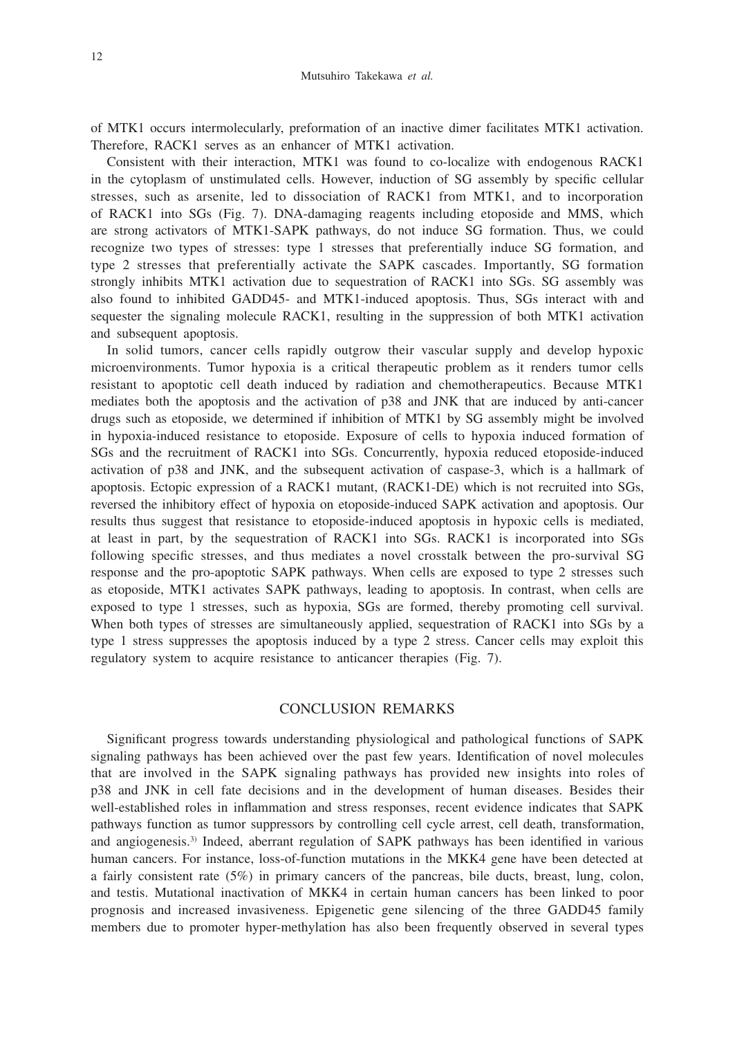of MTK1 occurs intermolecularly, preformation of an inactive dimer facilitates MTK1 activation. Therefore, RACK1 serves as an enhancer of MTK1 activation.

Consistent with their interaction, MTK1 was found to co-localize with endogenous RACK1 in the cytoplasm of unstimulated cells. However, induction of SG assembly by specific cellular stresses, such as arsenite, led to dissociation of RACK1 from MTK1, and to incorporation of RACK1 into SGs (Fig. 7). DNA-damaging reagents including etoposide and MMS, which are strong activators of MTK1-SAPK pathways, do not induce SG formation. Thus, we could recognize two types of stresses: type 1 stresses that preferentially induce SG formation, and type 2 stresses that preferentially activate the SAPK cascades. Importantly, SG formation strongly inhibits MTK1 activation due to sequestration of RACK1 into SGs. SG assembly was also found to inhibited GADD45- and MTK1-induced apoptosis. Thus, SGs interact with and sequester the signaling molecule RACK1, resulting in the suppression of both MTK1 activation and subsequent apoptosis.

In solid tumors, cancer cells rapidly outgrow their vascular supply and develop hypoxic microenvironments. Tumor hypoxia is a critical therapeutic problem as it renders tumor cells resistant to apoptotic cell death induced by radiation and chemotherapeutics. Because MTK1 mediates both the apoptosis and the activation of p38 and JNK that are induced by anti-cancer drugs such as etoposide, we determined if inhibition of MTK1 by SG assembly might be involved in hypoxia-induced resistance to etoposide. Exposure of cells to hypoxia induced formation of SGs and the recruitment of RACK1 into SGs. Concurrently, hypoxia reduced etoposide-induced activation of p38 and JNK, and the subsequent activation of caspase-3, which is a hallmark of apoptosis. Ectopic expression of a RACK1 mutant, (RACK1-DE) which is not recruited into SGs, reversed the inhibitory effect of hypoxia on etoposide-induced SAPK activation and apoptosis. Our results thus suggest that resistance to etoposide-induced apoptosis in hypoxic cells is mediated, at least in part, by the sequestration of RACK1 into SGs. RACK1 is incorporated into SGs following specific stresses, and thus mediates a novel crosstalk between the pro-survival SG response and the pro-apoptotic SAPK pathways. When cells are exposed to type 2 stresses such as etoposide, MTK1 activates SAPK pathways, leading to apoptosis. In contrast, when cells are exposed to type 1 stresses, such as hypoxia, SGs are formed, thereby promoting cell survival. When both types of stresses are simultaneously applied, sequestration of RACK1 into SGs by a type 1 stress suppresses the apoptosis induced by a type 2 stress. Cancer cells may exploit this regulatory system to acquire resistance to anticancer therapies (Fig. 7).

## CONCLUSION REMARKS

Significant progress towards understanding physiological and pathological functions of SAPK signaling pathways has been achieved over the past few years. Identification of novel molecules that are involved in the SAPK signaling pathways has provided new insights into roles of p38 and JNK in cell fate decisions and in the development of human diseases. Besides their well-established roles in inflammation and stress responses, recent evidence indicates that SAPK pathways function as tumor suppressors by controlling cell cycle arrest, cell death, transformation, and angiogenesis.[3] Indeed, aberrant regulation of SAPK pathways has been identified in various human cancers. For instance, loss-of-function mutations in the MKK4 gene have been detected at a fairly consistent rate (5%) in primary cancers of the pancreas, bile ducts, breast, lung, colon, and testis. Mutational inactivation of MKK4 in certain human cancers has been linked to poor prognosis and increased invasiveness. Epigenetic gene silencing of the three GADD45 family members due to promoter hyper-methylation has also been frequently observed in several types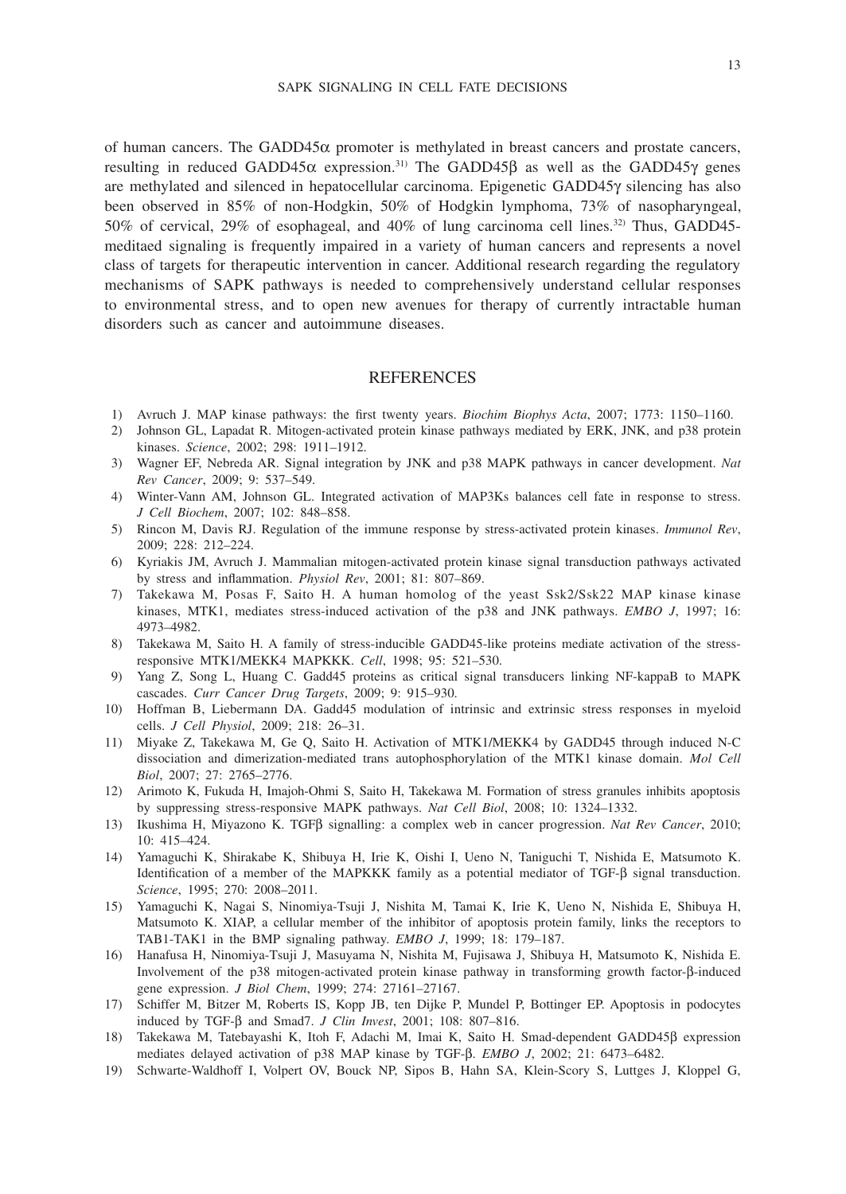of human cancers. The GADD45α promoter is methylated in breast cancers and prostate cancers, resulting in reduced GADD45α expression.[31] The GADD45β as well as the GADD45γ genes are methylated and silenced in hepatocellular carcinoma. Epigenetic GADD45γ silencing has also been observed in 85% of non-Hodgkin, 50% of Hodgkin lymphoma, 73% of nasopharyngeal, 50% of cervical, 29% of esophageal, and 40% of lung carcinoma cell lines.[32] Thus, GADD45-meditaed signaling is frequently impaired in a variety of human cancers and represents a novel class of targets for therapeutic intervention in cancer. Additional research regarding the regulatory mechanisms of SAPK pathways is needed to comprehensively understand cellular responses to environmental stress, and to open new avenues for therapy of currently intractable human disorders such as cancer and autoimmune diseases.

## REFERENCES

1) Avruch J. MAP kinase pathways: the first twenty years. *Biochim Biophys Acta*, 2007; 1773: 1150–1160.
2) Johnson GL, Lapadat R. Mitogen-activated protein kinase pathways mediated by ERK, JNK, and p38 protein kinases. *Science*, 2002; 298: 1911–1912.
3) Wagner EF, Nebreda AR. Signal integration by JNK and p38 MAPK pathways in cancer development. *Nat Rev Cancer*, 2009; 9: 537–549.
4) Winter-Vann AM, Johnson GL. Integrated activation of MAP3Ks balances cell fate in response to stress. *J Cell Biochem*, 2007; 102: 848–858.
5) Rincon M, Davis RJ. Regulation of the immune response by stress-activated protein kinases. *Immunol Rev*, 2009; 228: 212–224.
6) Kyriakis JM, Avruch J. Mammalian mitogen-activated protein kinase signal transduction pathways activated by stress and inflammation. *Physiol Rev*, 2001; 81: 807–869.
7) Takekawa M, Posas F, Saito H. A human homolog of the yeast Ssk2/Ssk22 MAP kinase kinase kinases, MTK1, mediates stress-induced activation of the p38 and JNK pathways. *EMBO J*, 1997; 16: 4973–4982.
8) Takekawa M, Saito H. A family of stress-inducible GADD45-like proteins mediate activation of the stress-responsive MTK1/MEKK4 MAPKKK. *Cell*, 1998; 95: 521–530.
9) Yang Z, Song L, Huang C. Gadd45 proteins as critical signal transducers linking NF-kappaB to MAPK cascades. *Curr Cancer Drug Targets*, 2009; 9: 915–930.
10) Hoffman B, Liebermann DA. Gadd45 modulation of intrinsic and extrinsic stress responses in myeloid cells. *J Cell Physiol*, 2009; 218: 26–31.
11) Miyake Z, Takekawa M, Ge Q, Saito H. Activation of MTK1/MEKK4 by GADD45 through induced N-C dissociation and dimerization-mediated trans autophosphorylation of the MTK1 kinase domain. *Mol Cell Biol*, 2007; 27: 2765–2776.
12) Arimoto K, Fukuda H, Imajoh-Ohmi S, Saito H, Takekawa M. Formation of stress granules inhibits apoptosis by suppressing stress-responsive MAPK pathways. *Nat Cell Biol*, 2008; 10: 1324–1332.
13) Ikushima H, Miyazono K. TGFβ signalling: a complex web in cancer progression. *Nat Rev Cancer*, 2010; 10: 415–424.
14) Yamaguchi K, Shirakabe K, Shibuya H, Irie K, Oishi I, Ueno N, Taniguchi T, Nishida E, Matsumoto K. Identification of a member of the MAPKKK family as a potential mediator of TGF-β signal transduction. *Science*, 1995; 270: 2008–2011.
15) Yamaguchi K, Nagai S, Ninomiya-Tsuji J, Nishita M, Tamai K, Irie K, Ueno N, Nishida E, Shibuya H, Matsumoto K. XIAP, a cellular member of the inhibitor of apoptosis protein family, links the receptors to TAB1-TAK1 in the BMP signaling pathway. *EMBO J*, 1999; 18: 179–187.
16) Hanafusa H, Ninomiya-Tsuji J, Masuyama N, Nishita M, Fujisawa J, Shibuya H, Matsumoto K, Nishida E. Involvement of the p38 mitogen-activated protein kinase pathway in transforming growth factor-β-induced gene expression. *J Biol Chem*, 1999; 274: 27161–27167.
17) Schiffer M, Bitzer M, Roberts IS, Kopp JB, ten Dijke P, Mundel P, Bottinger EP. Apoptosis in podocytes induced by TGF-β and Smad7. *J Clin Invest*, 2001; 108: 807–816.
18) Takekawa M, Tatebayashi K, Itoh F, Adachi M, Imai K, Saito H. Smad-dependent GADD45β expression mediates delayed activation of p38 MAP kinase by TGF-β. *EMBO J*, 2002; 21: 6473–6482.
19) Schwarte-Waldhoff I, Volpert OV, Bouck NP, Sipos B, Hahn SA, Klein-Scory S, Luttges J, Kloppel G,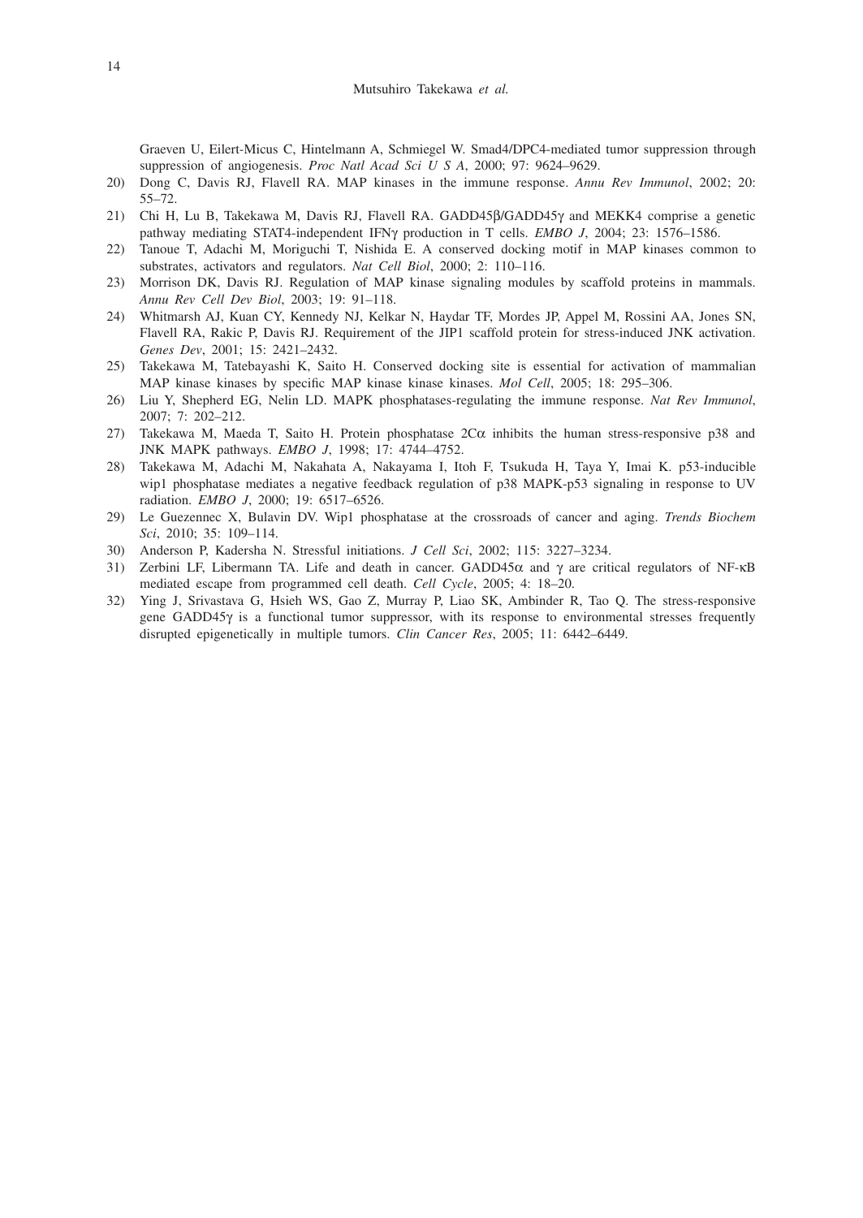Graeven U, Eilert-Micus C, Hintelmann A, Schmiegel W. Smad4/DPC4-mediated tumor suppression through suppression of angiogenesis. *Proc Natl Acad Sci U S A*, 2000; 97: 9624–9629.

20) Dong C, Davis RJ, Flavell RA. MAP kinases in the immune response. *Annu Rev Immunol*, 2002; 20: 55–72.
21) Chi H, Lu B, Takekawa M, Davis RJ, Flavell RA. GADD45β/GADD45γ and MEKK4 comprise a genetic pathway mediating STAT4-independent IFNγ production in T cells. *EMBO J*, 2004; 23: 1576–1586.
22) Tanoue T, Adachi M, Moriguchi T, Nishida E. A conserved docking motif in MAP kinases common to substrates, activators and regulators. *Nat Cell Biol*, 2000; 2: 110–116.
23) Morrison DK, Davis RJ. Regulation of MAP kinase signaling modules by scaffold proteins in mammals. *Annu Rev Cell Dev Biol*, 2003; 19: 91–118.
24) Whitmarsh AJ, Kuan CY, Kennedy NJ, Kelkar N, Haydar TF, Mordes JP, Appel M, Rossini AA, Jones SN, Flavell RA, Rakic P, Davis RJ. Requirement of the JIP1 scaffold protein for stress-induced JNK activation. *Genes Dev*, 2001; 15: 2421–2432.
25) Takekawa M, Tatebayashi K, Saito H. Conserved docking site is essential for activation of mammalian MAP kinase kinases by specific MAP kinase kinase kinases. *Mol Cell*, 2005; 18: 295–306.
26) Liu Y, Shepherd EG, Nelin LD. MAPK phosphatases-regulating the immune response. *Nat Rev Immunol*, 2007; 7: 202–212.
27) Takekawa M, Maeda T, Saito H. Protein phosphatase 2Cα inhibits the human stress-responsive p38 and JNK MAPK pathways. *EMBO J*, 1998; 17: 4744–4752.
28) Takekawa M, Adachi M, Nakahata A, Nakayama I, Itoh F, Tsukuda H, Taya Y, Imai K. p53-inducible wip1 phosphatase mediates a negative feedback regulation of p38 MAPK-p53 signaling in response to UV radiation. *EMBO J*, 2000; 19: 6517–6526.
29) Le Guezennec X, Bulavin DV. Wip1 phosphatase at the crossroads of cancer and aging. *Trends Biochem Sci*, 2010; 35: 109–114.
30) Anderson P, Kadersha N. Stressful initiations. *J Cell Sci*, 2002; 115: 3227–3234.
31) Zerbini LF, Libermann TA. Life and death in cancer. GADD45α and γ are critical regulators of NF-κB mediated escape from programmed cell death. *Cell Cycle*, 2005; 4: 18–20.
32) Ying J, Srivastava G, Hsieh WS, Gao Z, Murray P, Liao SK, Ambinder R, Tao Q. The stress-responsive gene GADD45γ is a functional tumor suppressor, with its response to environmental stresses frequently disrupted epigenetically in multiple tumors. *Clin Cancer Res*, 2005; 11: 6442–6449.